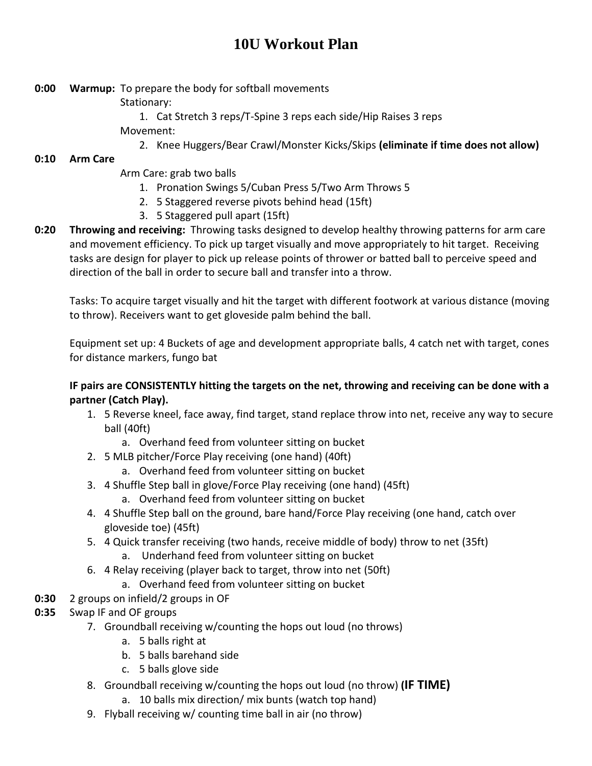# 10U Workout Plan

**0:00 Warmup:** To prepare the body for softball movements

Stationary:

1. Cat Stretch 3 reps/T-Spine 3 reps each side/Hip Raises 3 reps

Movement:

2. Knee Huggers/Bear Crawl/Monster Kicks/Skips **(eliminate if time does not allow)**

**0:10 Arm Care**

Arm Care: grab two balls

1. Pronation Swings 5/Cuban Press 5/Two Arm Throws 5
2. 5 Staggered reverse pivots behind head (15ft)
3. 5 Staggered pull apart (15ft)

**0:20 Throwing and receiving:** Throwing tasks designed to develop healthy throwing patterns for arm care and movement efficiency. To pick up target visually and move appropriately to hit target. Receiving tasks are design for player to pick up release points of thrower or batted ball to perceive speed and direction of the ball in order to secure ball and transfer into a throw.

Tasks: To acquire target visually and hit the target with different footwork at various distance (moving to throw). Receivers want to get gloveside palm behind the ball.

Equipment set up: 4 Buckets of age and development appropriate balls, 4 catch net with target, cones for distance markers, fungo bat

**IF pairs are CONSISTENTLY hitting the targets on the net, throwing and receiving can be done with a partner (Catch Play).**

1. 5 Reverse kneel, face away, find target, stand replace throw into net, receive any way to secure ball (40ft)
   a. Overhand feed from volunteer sitting on bucket
2. 5 MLB pitcher/Force Play receiving (one hand) (40ft)
   a. Overhand feed from volunteer sitting on bucket
3. 4 Shuffle Step ball in glove/Force Play receiving (one hand) (45ft)
   a. Overhand feed from volunteer sitting on bucket
4. 4 Shuffle Step ball on the ground, bare hand/Force Play receiving (one hand, catch over gloveside toe) (45ft)
5. 4 Quick transfer receiving (two hands, receive middle of body) throw to net (35ft)
   a. Underhand feed from volunteer sitting on bucket
6. 4 Relay receiving (player back to target, throw into net (50ft)
   a. Overhand feed from volunteer sitting on bucket

**0:30** 2 groups on infield/2 groups in OF

**0:35** Swap IF and OF groups

7. Groundball receiving w/counting the hops out loud (no throws)
   a. 5 balls right at
   b. 5 balls barehand side
   c. 5 balls glove side
8. Groundball receiving w/counting the hops out loud (no throw) **(IF TIME)**
   a. 10 balls mix direction/ mix bunts (watch top hand)
9. Flyball receiving w/ counting time ball in air (no throw)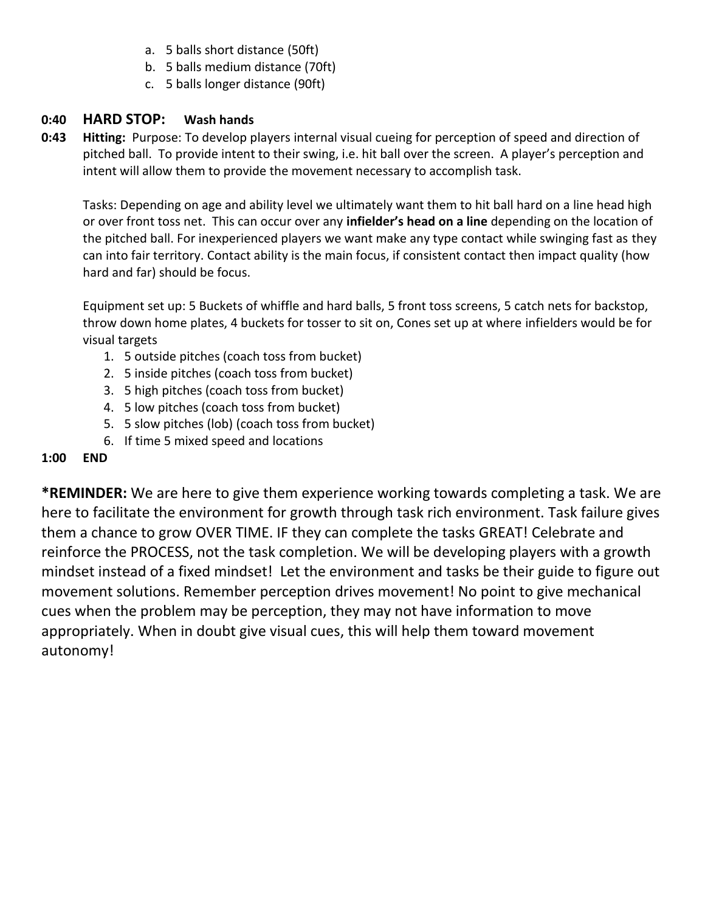a. 5 balls short distance (50ft)
b. 5 balls medium distance (70ft)
c. 5 balls longer distance (90ft)

**0:40 HARD STOP: Wash hands**

**0:43 Hitting:** Purpose: To develop players internal visual cueing for perception of speed and direction of pitched ball. To provide intent to their swing, i.e. hit ball over the screen. A player's perception and intent will allow them to provide the movement necessary to accomplish task.

Tasks: Depending on age and ability level we ultimately want them to hit ball hard on a line head high or over front toss net. This can occur over any **infielder's head on a line** depending on the location of the pitched ball. For inexperienced players we want make any type contact while swinging fast as they can into fair territory. Contact ability is the main focus, if consistent contact then impact quality (how hard and far) should be focus.

Equipment set up: 5 Buckets of whiffle and hard balls, 5 front toss screens, 5 catch nets for backstop, throw down home plates, 4 buckets for tosser to sit on, Cones set up at where infielders would be for visual targets

1. 5 outside pitches (coach toss from bucket)
2. 5 inside pitches (coach toss from bucket)
3. 5 high pitches (coach toss from bucket)
4. 5 low pitches (coach toss from bucket)
5. 5 slow pitches (lob) (coach toss from bucket)
6. If time 5 mixed speed and locations

**1:00 END**

***REMINDER:** We are here to give them experience working towards completing a task. We are here to facilitate the environment for growth through task rich environment. Task failure gives them a chance to grow OVER TIME. IF they can complete the tasks GREAT! Celebrate and reinforce the PROCESS, not the task completion. We will be developing players with a growth mindset instead of a fixed mindset! Let the environment and tasks be their guide to figure out movement solutions. Remember perception drives movement! No point to give mechanical cues when the problem may be perception, they may not have information to move appropriately. When in doubt give visual cues, this will help them toward movement autonomy!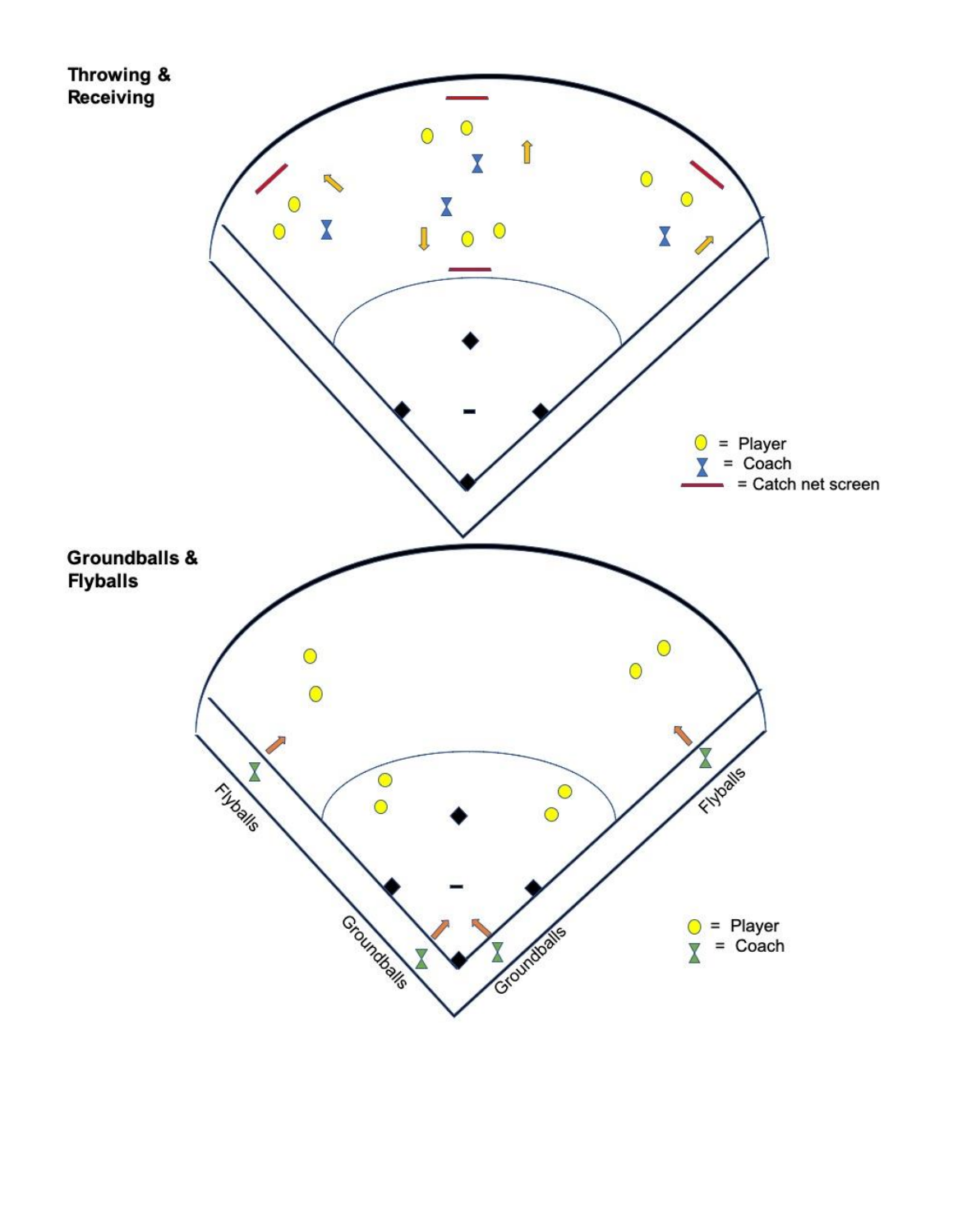## Throwing & Receiving

○ = Player
⧗ = Coach
— = Catch net screen

## Groundballs & Flyballs

Flyballs

Groundballs

Groundballs

Flyballs

○ = Player
⧗ = Coach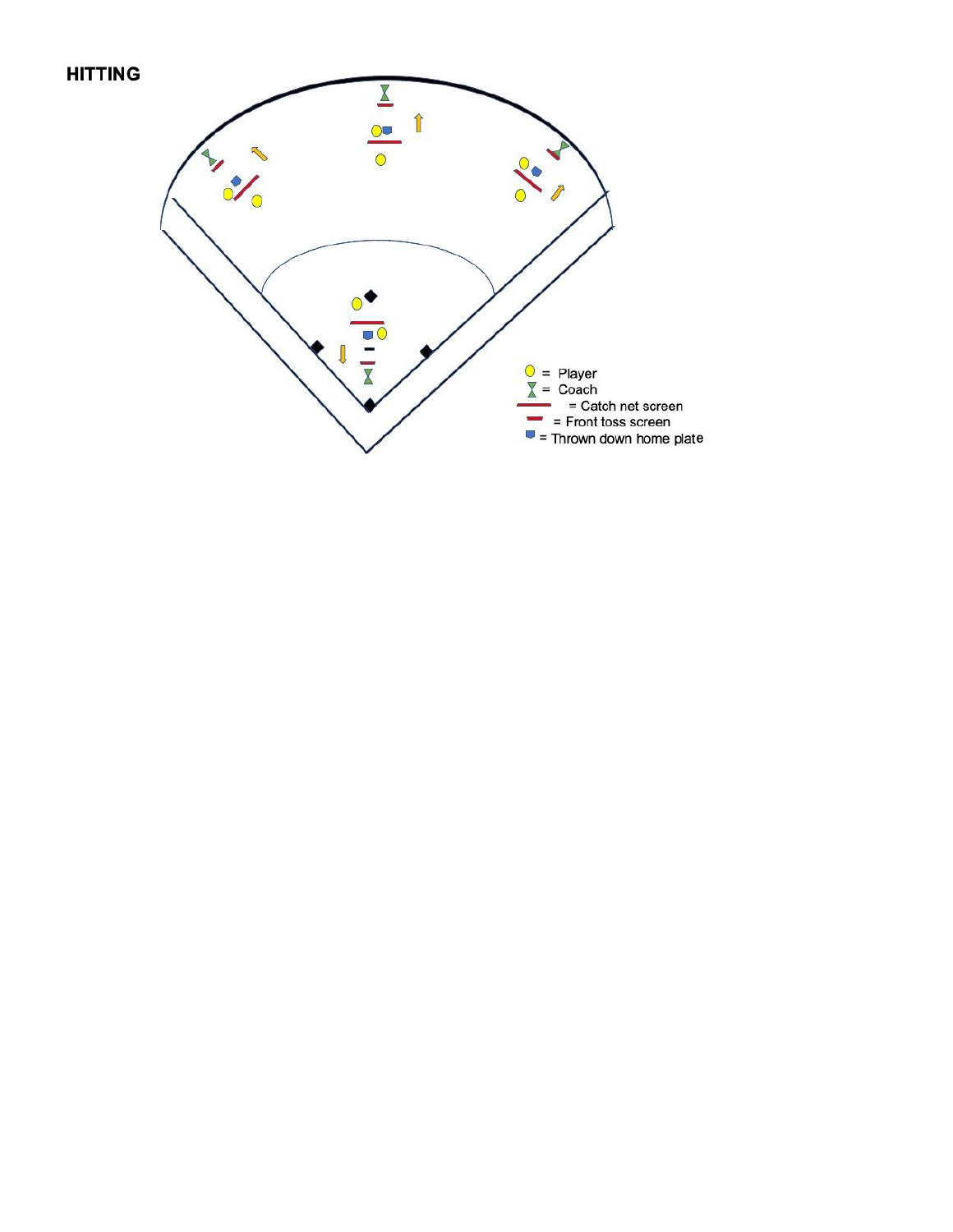**HITTING**

= Player

= Coach

= Catch net screen

= Front toss screen

= Thrown down home plate